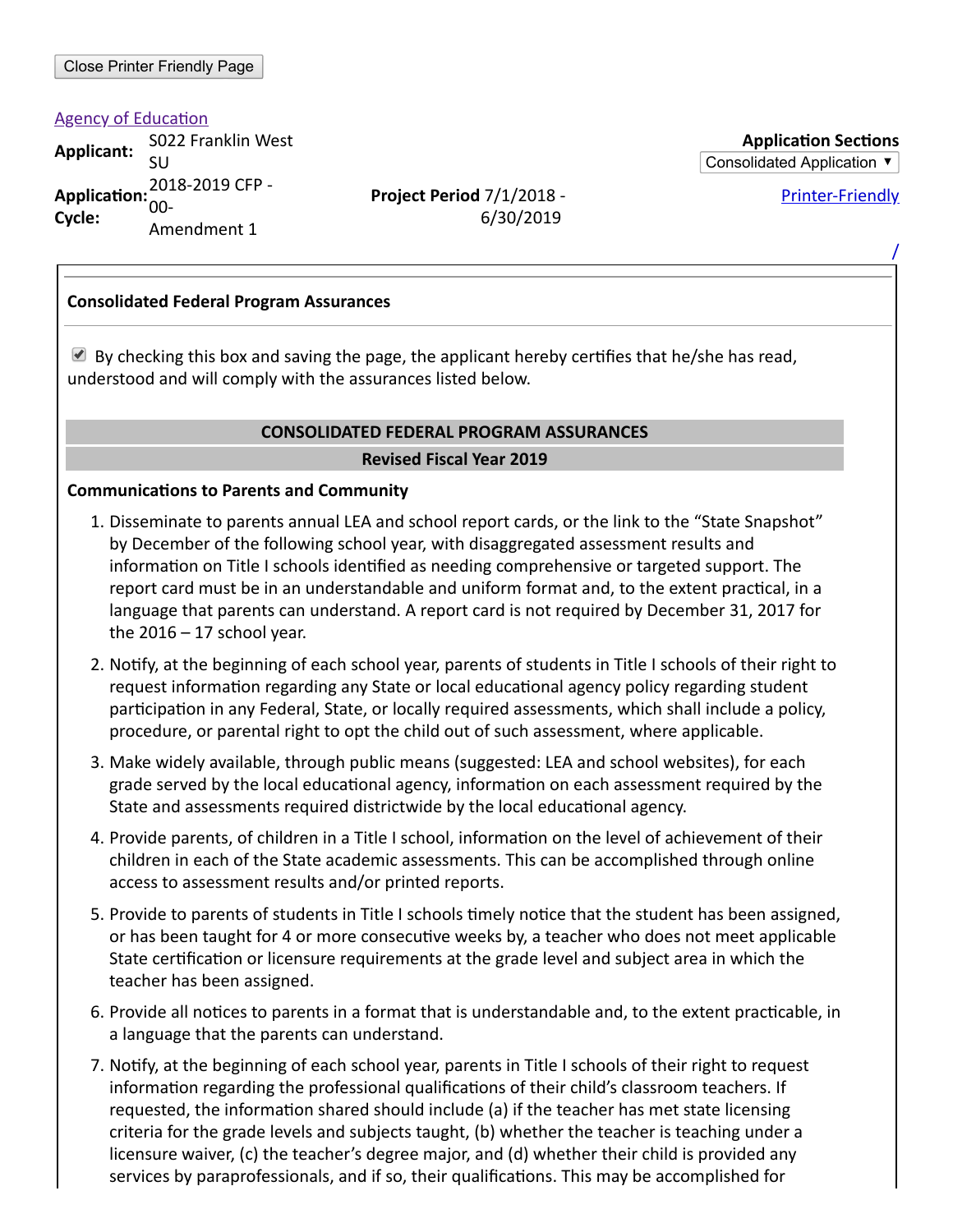Close Printer Friendly Page

Agency of Education

**Applicant:** S022 Franklin West SU

**Application Cycle:** 2018-2019 CFP - 00- Amendment 1

**Project Period** 7/1/2018 - 6/30/2019

**Application Sections**

Consolidated Application ▼

Printer-Friendly

/

**Consolidated Federal Program Assurances**

☑ By checking this box and saving the page, the applicant hereby certifies that he/she has read, understood and will comply with the assurances listed below.

## CONSOLIDATED FEDERAL PROGRAM ASSURANCES

## Revised Fiscal Year 2019

**Communications to Parents and Community**

1. Disseminate to parents annual LEA and school report cards, or the link to the "State Snapshot" by December of the following school year, with disaggregated assessment results and information on Title I schools identified as needing comprehensive or targeted support. The report card must be in an understandable and uniform format and, to the extent practical, in a language that parents can understand. A report card is not required by December 31, 2017 for the 2016 – 17 school year.
2. Notify, at the beginning of each school year, parents of students in Title I schools of their right to request information regarding any State or local educational agency policy regarding student participation in any Federal, State, or locally required assessments, which shall include a policy, procedure, or parental right to opt the child out of such assessment, where applicable.
3. Make widely available, through public means (suggested: LEA and school websites), for each grade served by the local educational agency, information on each assessment required by the State and assessments required districtwide by the local educational agency.
4. Provide parents, of children in a Title I school, information on the level of achievement of their children in each of the State academic assessments. This can be accomplished through online access to assessment results and/or printed reports.
5. Provide to parents of students in Title I schools timely notice that the student has been assigned, or has been taught for 4 or more consecutive weeks by, a teacher who does not meet applicable State certification or licensure requirements at the grade level and subject area in which the teacher has been assigned.
6. Provide all notices to parents in a format that is understandable and, to the extent practicable, in a language that the parents can understand.
7. Notify, at the beginning of each school year, parents in Title I schools of their right to request information regarding the professional qualifications of their child's classroom teachers. If requested, the information shared should include (a) if the teacher has met state licensing criteria for the grade levels and subjects taught, (b) whether the teacher is teaching under a licensure waiver, (c) the teacher's degree major, and (d) whether their child is provided any services by paraprofessionals, and if so, their qualifications. This may be accomplished for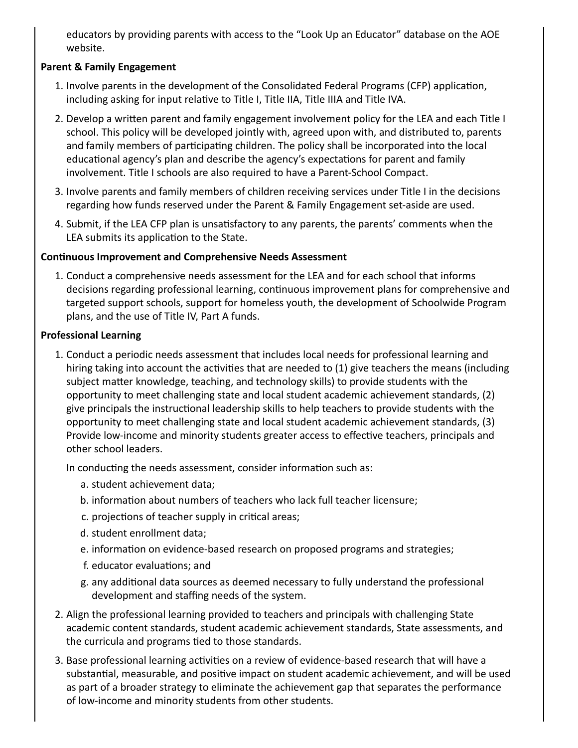educators by providing parents with access to the "Look Up an Educator" database on the AOE website.

**Parent & Family Engagement**

1. Involve parents in the development of the Consolidated Federal Programs (CFP) application, including asking for input relative to Title I, Title IIA, Title IIIA and Title IVA.
2. Develop a written parent and family engagement involvement policy for the LEA and each Title I school. This policy will be developed jointly with, agreed upon with, and distributed to, parents and family members of participating children. The policy shall be incorporated into the local educational agency's plan and describe the agency's expectations for parent and family involvement. Title I schools are also required to have a Parent-School Compact.
3. Involve parents and family members of children receiving services under Title I in the decisions regarding how funds reserved under the Parent & Family Engagement set-aside are used.
4. Submit, if the LEA CFP plan is unsatisfactory to any parents, the parents' comments when the LEA submits its application to the State.

**Continuous Improvement and Comprehensive Needs Assessment**

1. Conduct a comprehensive needs assessment for the LEA and for each school that informs decisions regarding professional learning, continuous improvement plans for comprehensive and targeted support schools, support for homeless youth, the development of Schoolwide Program plans, and the use of Title IV, Part A funds.

**Professional Learning**

1. Conduct a periodic needs assessment that includes local needs for professional learning and hiring taking into account the activities that are needed to (1) give teachers the means (including subject matter knowledge, teaching, and technology skills) to provide students with the opportunity to meet challenging state and local student academic achievement standards, (2) give principals the instructional leadership skills to help teachers to provide students with the opportunity to meet challenging state and local student academic achievement standards, (3) Provide low-income and minority students greater access to effective teachers, principals and other school leaders.

   In conducting the needs assessment, consider information such as:

   a. student achievement data;
   b. information about numbers of teachers who lack full teacher licensure;
   c. projections of teacher supply in critical areas;
   d. student enrollment data;
   e. information on evidence-based research on proposed programs and strategies;
   f. educator evaluations; and
   g. any additional data sources as deemed necessary to fully understand the professional development and staffing needs of the system.

2. Align the professional learning provided to teachers and principals with challenging State academic content standards, student academic achievement standards, State assessments, and the curricula and programs tied to those standards.
3. Base professional learning activities on a review of evidence-based research that will have a substantial, measurable, and positive impact on student academic achievement, and will be used as part of a broader strategy to eliminate the achievement gap that separates the performance of low-income and minority students from other students.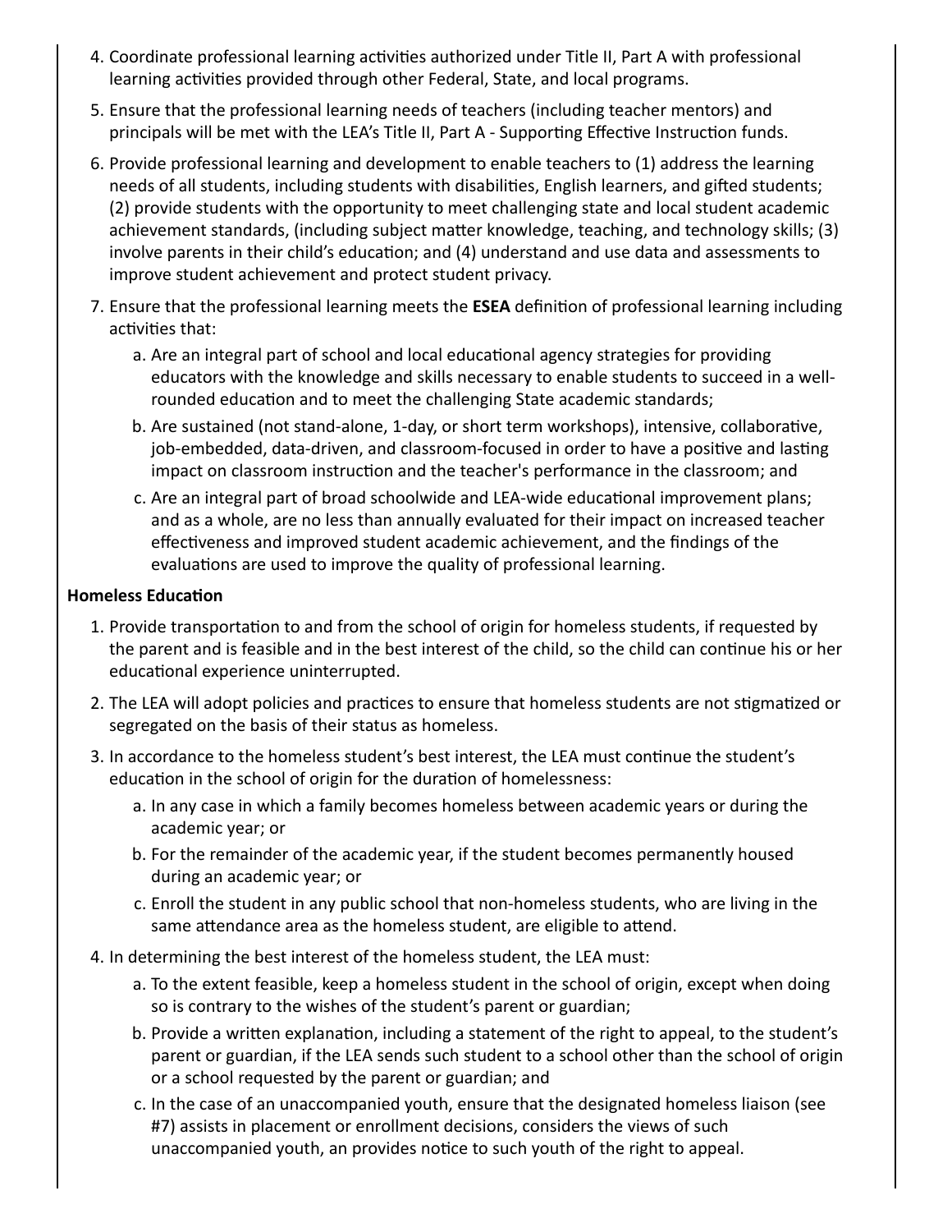4. Coordinate professional learning activities authorized under Title II, Part A with professional learning activities provided through other Federal, State, and local programs.
5. Ensure that the professional learning needs of teachers (including teacher mentors) and principals will be met with the LEA's Title II, Part A - Supporting Effective Instruction funds.
6. Provide professional learning and development to enable teachers to (1) address the learning needs of all students, including students with disabilities, English learners, and gifted students; (2) provide students with the opportunity to meet challenging state and local student academic achievement standards, (including subject matter knowledge, teaching, and technology skills; (3) involve parents in their child's education; and (4) understand and use data and assessments to improve student achievement and protect student privacy.
7. Ensure that the professional learning meets the **ESEA** definition of professional learning including activities that:
   a. Are an integral part of school and local educational agency strategies for providing educators with the knowledge and skills necessary to enable students to succeed in a well-rounded education and to meet the challenging State academic standards;
   b. Are sustained (not stand-alone, 1-day, or short term workshops), intensive, collaborative, job-embedded, data-driven, and classroom-focused in order to have a positive and lasting impact on classroom instruction and the teacher's performance in the classroom; and
   c. Are an integral part of broad schoolwide and LEA-wide educational improvement plans; and as a whole, are no less than annually evaluated for their impact on increased teacher effectiveness and improved student academic achievement, and the findings of the evaluations are used to improve the quality of professional learning.

**Homeless Education**

1. Provide transportation to and from the school of origin for homeless students, if requested by the parent and is feasible and in the best interest of the child, so the child can continue his or her educational experience uninterrupted.
2. The LEA will adopt policies and practices to ensure that homeless students are not stigmatized or segregated on the basis of their status as homeless.
3. In accordance to the homeless student's best interest, the LEA must continue the student's education in the school of origin for the duration of homelessness:
   a. In any case in which a family becomes homeless between academic years or during the academic year; or
   b. For the remainder of the academic year, if the student becomes permanently housed during an academic year; or
   c. Enroll the student in any public school that non-homeless students, who are living in the same attendance area as the homeless student, are eligible to attend.
4. In determining the best interest of the homeless student, the LEA must:
   a. To the extent feasible, keep a homeless student in the school of origin, except when doing so is contrary to the wishes of the student's parent or guardian;
   b. Provide a written explanation, including a statement of the right to appeal, to the student's parent or guardian, if the LEA sends such student to a school other than the school of origin or a school requested by the parent or guardian; and
   c. In the case of an unaccompanied youth, ensure that the designated homeless liaison (see #7) assists in placement or enrollment decisions, considers the views of such unaccompanied youth, an provides notice to such youth of the right to appeal.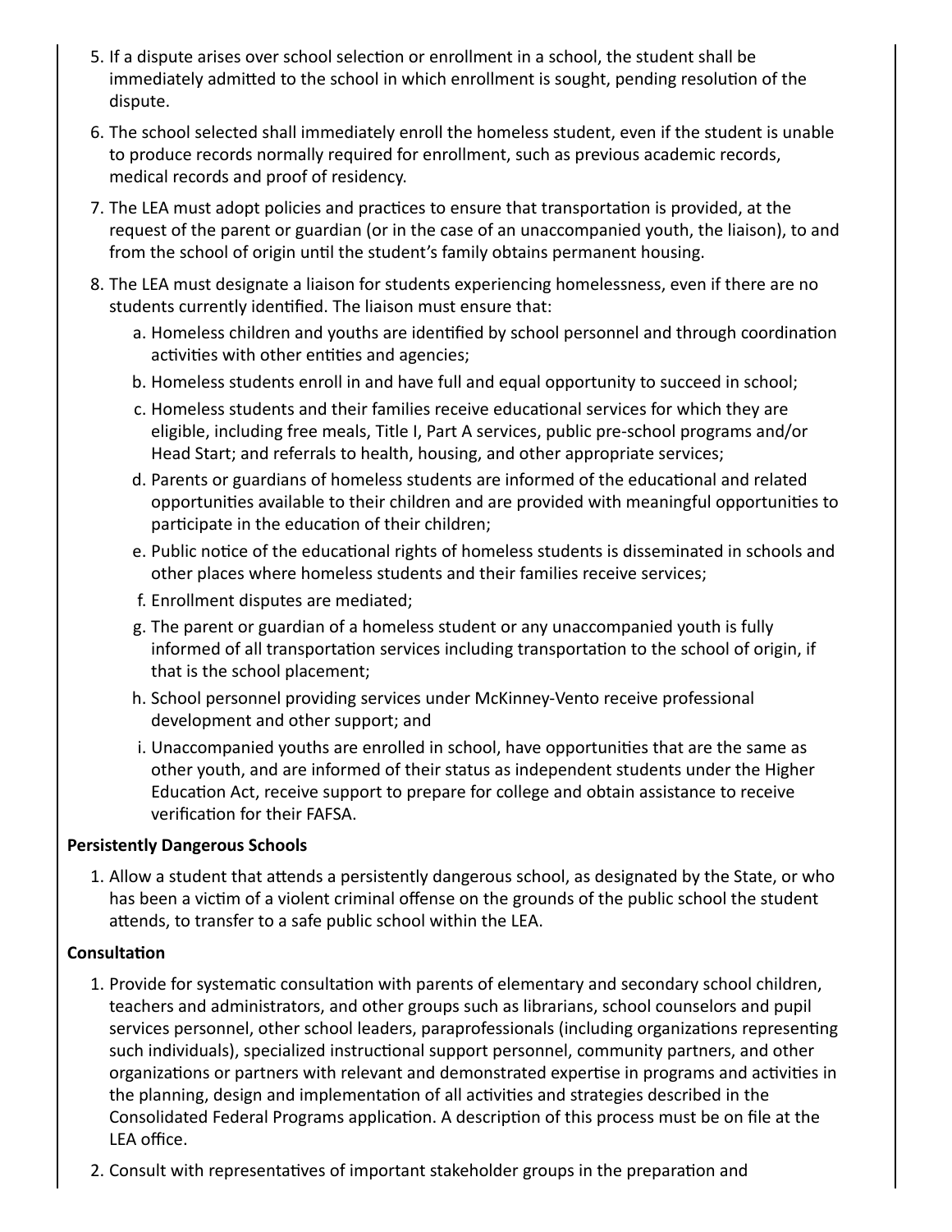5. If a dispute arises over school selection or enrollment in a school, the student shall be immediately admitted to the school in which enrollment is sought, pending resolution of the dispute.
6. The school selected shall immediately enroll the homeless student, even if the student is unable to produce records normally required for enrollment, such as previous academic records, medical records and proof of residency.
7. The LEA must adopt policies and practices to ensure that transportation is provided, at the request of the parent or guardian (or in the case of an unaccompanied youth, the liaison), to and from the school of origin until the student's family obtains permanent housing.
8. The LEA must designate a liaison for students experiencing homelessness, even if there are no students currently identified. The liaison must ensure that:
   a. Homeless children and youths are identified by school personnel and through coordination activities with other entities and agencies;
   b. Homeless students enroll in and have full and equal opportunity to succeed in school;
   c. Homeless students and their families receive educational services for which they are eligible, including free meals, Title I, Part A services, public pre-school programs and/or Head Start; and referrals to health, housing, and other appropriate services;
   d. Parents or guardians of homeless students are informed of the educational and related opportunities available to their children and are provided with meaningful opportunities to participate in the education of their children;
   e. Public notice of the educational rights of homeless students is disseminated in schools and other places where homeless students and their families receive services;
   f. Enrollment disputes are mediated;
   g. The parent or guardian of a homeless student or any unaccompanied youth is fully informed of all transportation services including transportation to the school of origin, if that is the school placement;
   h. School personnel providing services under McKinney-Vento receive professional development and other support; and
   i. Unaccompanied youths are enrolled in school, have opportunities that are the same as other youth, and are informed of their status as independent students under the Higher Education Act, receive support to prepare for college and obtain assistance to receive verification for their FAFSA.

**Persistently Dangerous Schools**

1. Allow a student that attends a persistently dangerous school, as designated by the State, or who has been a victim of a violent criminal offense on the grounds of the public school the student attends, to transfer to a safe public school within the LEA.

**Consultation**

1. Provide for systematic consultation with parents of elementary and secondary school children, teachers and administrators, and other groups such as librarians, school counselors and pupil services personnel, other school leaders, paraprofessionals (including organizations representing such individuals), specialized instructional support personnel, community partners, and other organizations or partners with relevant and demonstrated expertise in programs and activities in the planning, design and implementation of all activities and strategies described in the Consolidated Federal Programs application. A description of this process must be on file at the LEA office.
2. Consult with representatives of important stakeholder groups in the preparation and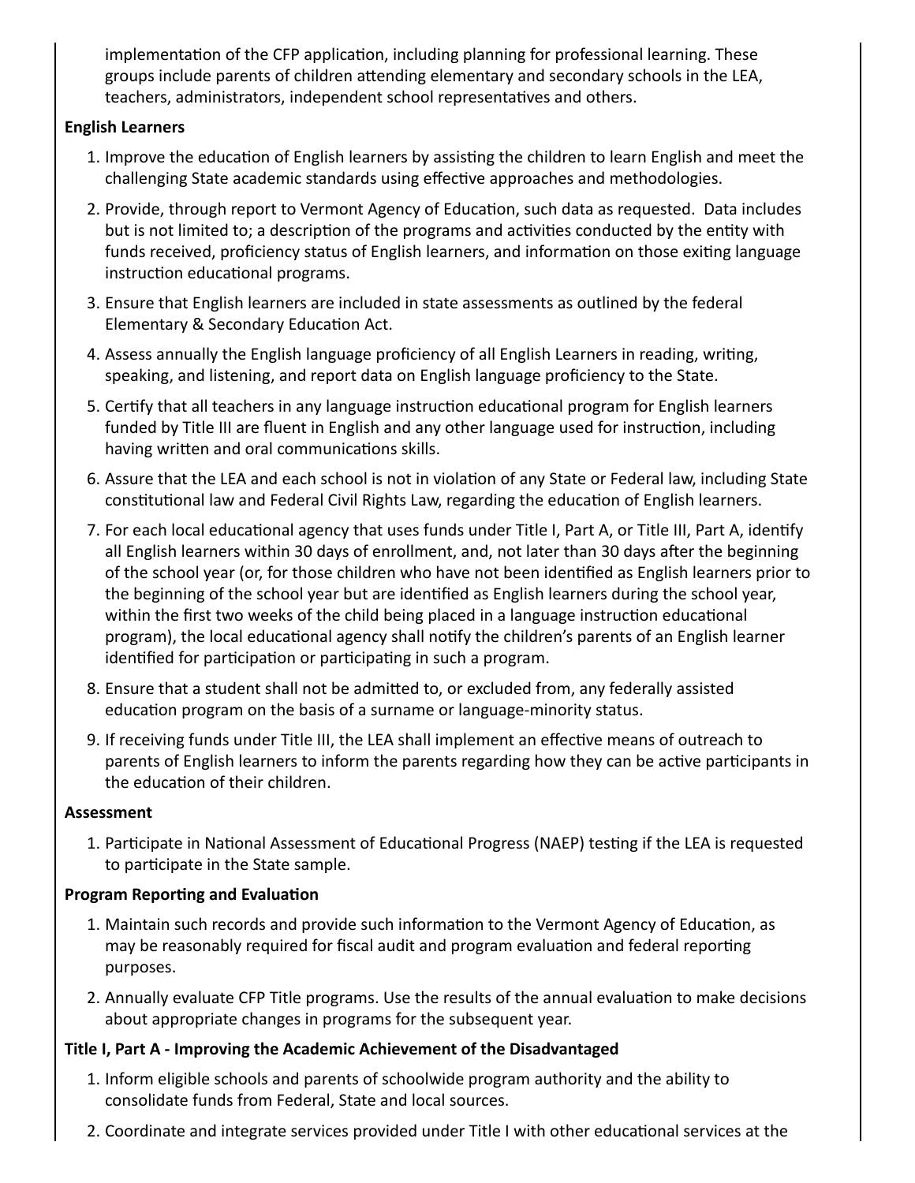implementation of the CFP application, including planning for professional learning. These groups include parents of children attending elementary and secondary schools in the LEA, teachers, administrators, independent school representatives and others.

**English Learners**

1. Improve the education of English learners by assisting the children to learn English and meet the challenging State academic standards using effective approaches and methodologies.
2. Provide, through report to Vermont Agency of Education, such data as requested. Data includes but is not limited to; a description of the programs and activities conducted by the entity with funds received, proficiency status of English learners, and information on those exiting language instruction educational programs.
3. Ensure that English learners are included in state assessments as outlined by the federal Elementary & Secondary Education Act.
4. Assess annually the English language proficiency of all English Learners in reading, writing, speaking, and listening, and report data on English language proficiency to the State.
5. Certify that all teachers in any language instruction educational program for English learners funded by Title III are fluent in English and any other language used for instruction, including having written and oral communications skills.
6. Assure that the LEA and each school is not in violation of any State or Federal law, including State constitutional law and Federal Civil Rights Law, regarding the education of English learners.
7. For each local educational agency that uses funds under Title I, Part A, or Title III, Part A, identify all English learners within 30 days of enrollment, and, not later than 30 days after the beginning of the school year (or, for those children who have not been identified as English learners prior to the beginning of the school year but are identified as English learners during the school year, within the first two weeks of the child being placed in a language instruction educational program), the local educational agency shall notify the children's parents of an English learner identified for participation or participating in such a program.
8. Ensure that a student shall not be admitted to, or excluded from, any federally assisted education program on the basis of a surname or language-minority status.
9. If receiving funds under Title III, the LEA shall implement an effective means of outreach to parents of English learners to inform the parents regarding how they can be active participants in the education of their children.

**Assessment**

1. Participate in National Assessment of Educational Progress (NAEP) testing if the LEA is requested to participate in the State sample.

**Program Reporting and Evaluation**

1. Maintain such records and provide such information to the Vermont Agency of Education, as may be reasonably required for fiscal audit and program evaluation and federal reporting purposes.
2. Annually evaluate CFP Title programs. Use the results of the annual evaluation to make decisions about appropriate changes in programs for the subsequent year.

**Title I, Part A - Improving the Academic Achievement of the Disadvantaged**

1. Inform eligible schools and parents of schoolwide program authority and the ability to consolidate funds from Federal, State and local sources.
2. Coordinate and integrate services provided under Title I with other educational services at the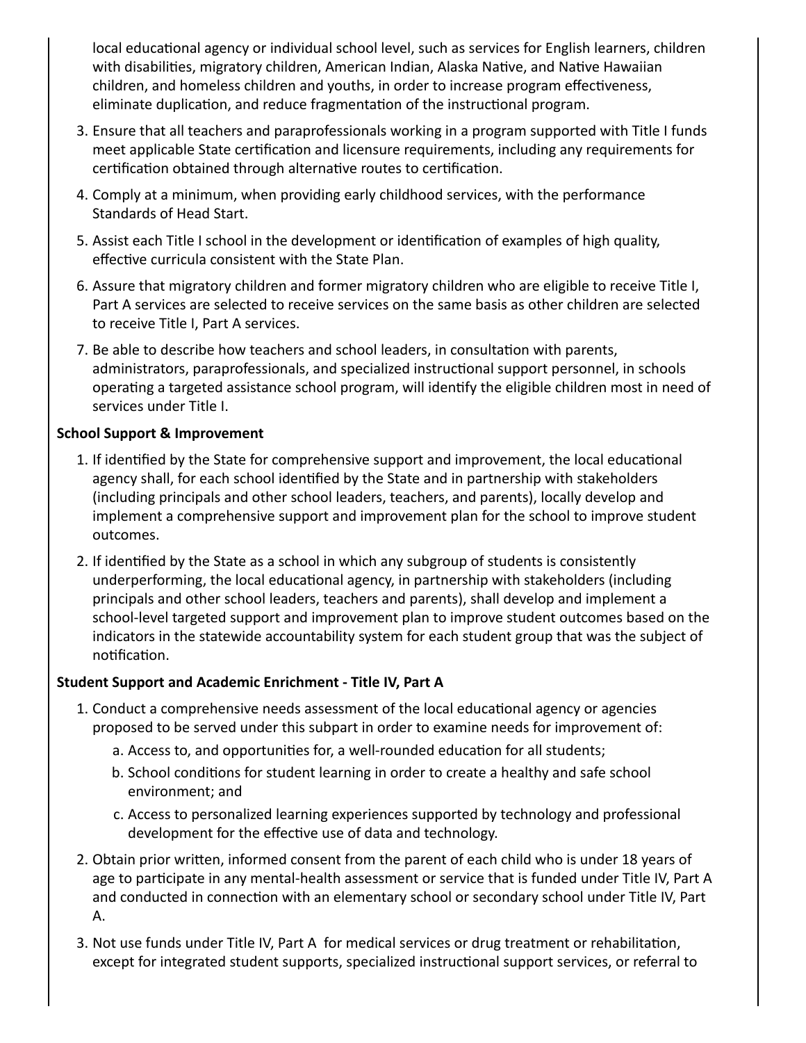local educational agency or individual school level, such as services for English learners, children with disabilities, migratory children, American Indian, Alaska Native, and Native Hawaiian children, and homeless children and youths, in order to increase program effectiveness, eliminate duplication, and reduce fragmentation of the instructional program.

3. Ensure that all teachers and paraprofessionals working in a program supported with Title I funds meet applicable State certification and licensure requirements, including any requirements for certification obtained through alternative routes to certification.
4. Comply at a minimum, when providing early childhood services, with the performance Standards of Head Start.
5. Assist each Title I school in the development or identification of examples of high quality, effective curricula consistent with the State Plan.
6. Assure that migratory children and former migratory children who are eligible to receive Title I, Part A services are selected to receive services on the same basis as other children are selected to receive Title I, Part A services.
7. Be able to describe how teachers and school leaders, in consultation with parents, administrators, paraprofessionals, and specialized instructional support personnel, in schools operating a targeted assistance school program, will identify the eligible children most in need of services under Title I.

**School Support & Improvement**

1. If identified by the State for comprehensive support and improvement, the local educational agency shall, for each school identified by the State and in partnership with stakeholders (including principals and other school leaders, teachers, and parents), locally develop and implement a comprehensive support and improvement plan for the school to improve student outcomes.
2. If identified by the State as a school in which any subgroup of students is consistently underperforming, the local educational agency, in partnership with stakeholders (including principals and other school leaders, teachers and parents), shall develop and implement a school-level targeted support and improvement plan to improve student outcomes based on the indicators in the statewide accountability system for each student group that was the subject of notification.

**Student Support and Academic Enrichment - Title IV, Part A**

1. Conduct a comprehensive needs assessment of the local educational agency or agencies proposed to be served under this subpart in order to examine needs for improvement of:
   a. Access to, and opportunities for, a well-rounded education for all students;
   b. School conditions for student learning in order to create a healthy and safe school environment; and
   c. Access to personalized learning experiences supported by technology and professional development for the effective use of data and technology.
2. Obtain prior written, informed consent from the parent of each child who is under 18 years of age to participate in any mental-health assessment or service that is funded under Title IV, Part A and conducted in connection with an elementary school or secondary school under Title IV, Part A.
3. Not use funds under Title IV, Part A for medical services or drug treatment or rehabilitation, except for integrated student supports, specialized instructional support services, or referral to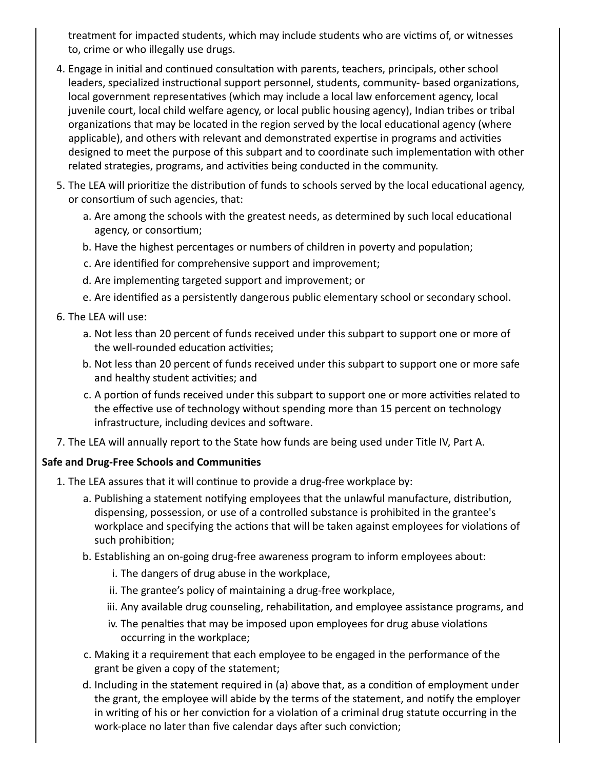treatment for impacted students, which may include students who are victims of, or witnesses to, crime or who illegally use drugs.

4. Engage in initial and continued consultation with parents, teachers, principals, other school leaders, specialized instructional support personnel, students, community- based organizations, local government representatives (which may include a local law enforcement agency, local juvenile court, local child welfare agency, or local public housing agency), Indian tribes or tribal organizations that may be located in the region served by the local educational agency (where applicable), and others with relevant and demonstrated expertise in programs and activities designed to meet the purpose of this subpart and to coordinate such implementation with other related strategies, programs, and activities being conducted in the community.
5. The LEA will prioritize the distribution of funds to schools served by the local educational agency, or consortium of such agencies, that:
   a. Are among the schools with the greatest needs, as determined by such local educational agency, or consortium;
   b. Have the highest percentages or numbers of children in poverty and population;
   c. Are identified for comprehensive support and improvement;
   d. Are implementing targeted support and improvement; or
   e. Are identified as a persistently dangerous public elementary school or secondary school.
6. The LEA will use:
   a. Not less than 20 percent of funds received under this subpart to support one or more of the well-rounded education activities;
   b. Not less than 20 percent of funds received under this subpart to support one or more safe and healthy student activities; and
   c. A portion of funds received under this subpart to support one or more activities related to the effective use of technology without spending more than 15 percent on technology infrastructure, including devices and software.
7. The LEA will annually report to the State how funds are being used under Title IV, Part A.

**Safe and Drug-Free Schools and Communities**

1. The LEA assures that it will continue to provide a drug-free workplace by:
   a. Publishing a statement notifying employees that the unlawful manufacture, distribution, dispensing, possession, or use of a controlled substance is prohibited in the grantee's workplace and specifying the actions that will be taken against employees for violations of such prohibition;
   b. Establishing an on-going drug-free awareness program to inform employees about:
      i. The dangers of drug abuse in the workplace,
      ii. The grantee's policy of maintaining a drug-free workplace,
      iii. Any available drug counseling, rehabilitation, and employee assistance programs, and
      iv. The penalties that may be imposed upon employees for drug abuse violations occurring in the workplace;
   c. Making it a requirement that each employee to be engaged in the performance of the grant be given a copy of the statement;
   d. Including in the statement required in (a) above that, as a condition of employment under the grant, the employee will abide by the terms of the statement, and notify the employer in writing of his or her conviction for a violation of a criminal drug statute occurring in the work-place no later than five calendar days after such conviction;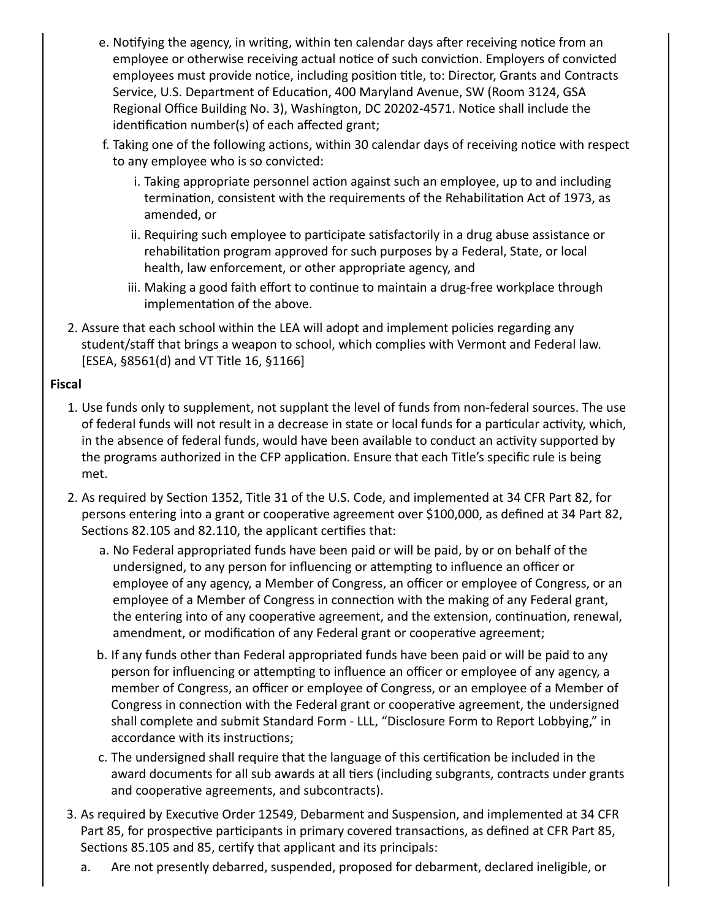e. Notifying the agency, in writing, within ten calendar days after receiving notice from an employee or otherwise receiving actual notice of such conviction. Employers of convicted employees must provide notice, including position title, to: Director, Grants and Contracts Service, U.S. Department of Education, 400 Maryland Avenue, SW (Room 3124, GSA Regional Office Building No. 3), Washington, DC 20202-4571. Notice shall include the identification number(s) of each affected grant;
   f. Taking one of the following actions, within 30 calendar days of receiving notice with respect to any employee who is so convicted:
      i. Taking appropriate personnel action against such an employee, up to and including termination, consistent with the requirements of the Rehabilitation Act of 1973, as amended, or
      ii. Requiring such employee to participate satisfactorily in a drug abuse assistance or rehabilitation program approved for such purposes by a Federal, State, or local health, law enforcement, or other appropriate agency, and
      iii. Making a good faith effort to continue to maintain a drug-free workplace through implementation of the above.
2. Assure that each school within the LEA will adopt and implement policies regarding any student/staff that brings a weapon to school, which complies with Vermont and Federal law. [ESEA, §8561(d) and VT Title 16, §1166]

**Fiscal**

1. Use funds only to supplement, not supplant the level of funds from non-federal sources. The use of federal funds will not result in a decrease in state or local funds for a particular activity, which, in the absence of federal funds, would have been available to conduct an activity supported by the programs authorized in the CFP application. Ensure that each Title's specific rule is being met.
2. As required by Section 1352, Title 31 of the U.S. Code, and implemented at 34 CFR Part 82, for persons entering into a grant or cooperative agreement over $100,000, as defined at 34 Part 82, Sections 82.105 and 82.110, the applicant certifies that:
   a. No Federal appropriated funds have been paid or will be paid, by or on behalf of the undersigned, to any person for influencing or attempting to influence an officer or employee of any agency, a Member of Congress, an officer or employee of Congress, or an employee of a Member of Congress in connection with the making of any Federal grant, the entering into of any cooperative agreement, and the extension, continuation, renewal, amendment, or modification of any Federal grant or cooperative agreement;
   b. If any funds other than Federal appropriated funds have been paid or will be paid to any person for influencing or attempting to influence an officer or employee of any agency, a member of Congress, an officer or employee of Congress, or an employee of a Member of Congress in connection with the Federal grant or cooperative agreement, the undersigned shall complete and submit Standard Form - LLL, "Disclosure Form to Report Lobbying," in accordance with its instructions;
   c. The undersigned shall require that the language of this certification be included in the award documents for all sub awards at all tiers (including subgrants, contracts under grants and cooperative agreements, and subcontracts).
3. As required by Executive Order 12549, Debarment and Suspension, and implemented at 34 CFR Part 85, for prospective participants in primary covered transactions, as defined at CFR Part 85, Sections 85.105 and 85, certify that applicant and its principals:
   a. Are not presently debarred, suspended, proposed for debarment, declared ineligible, or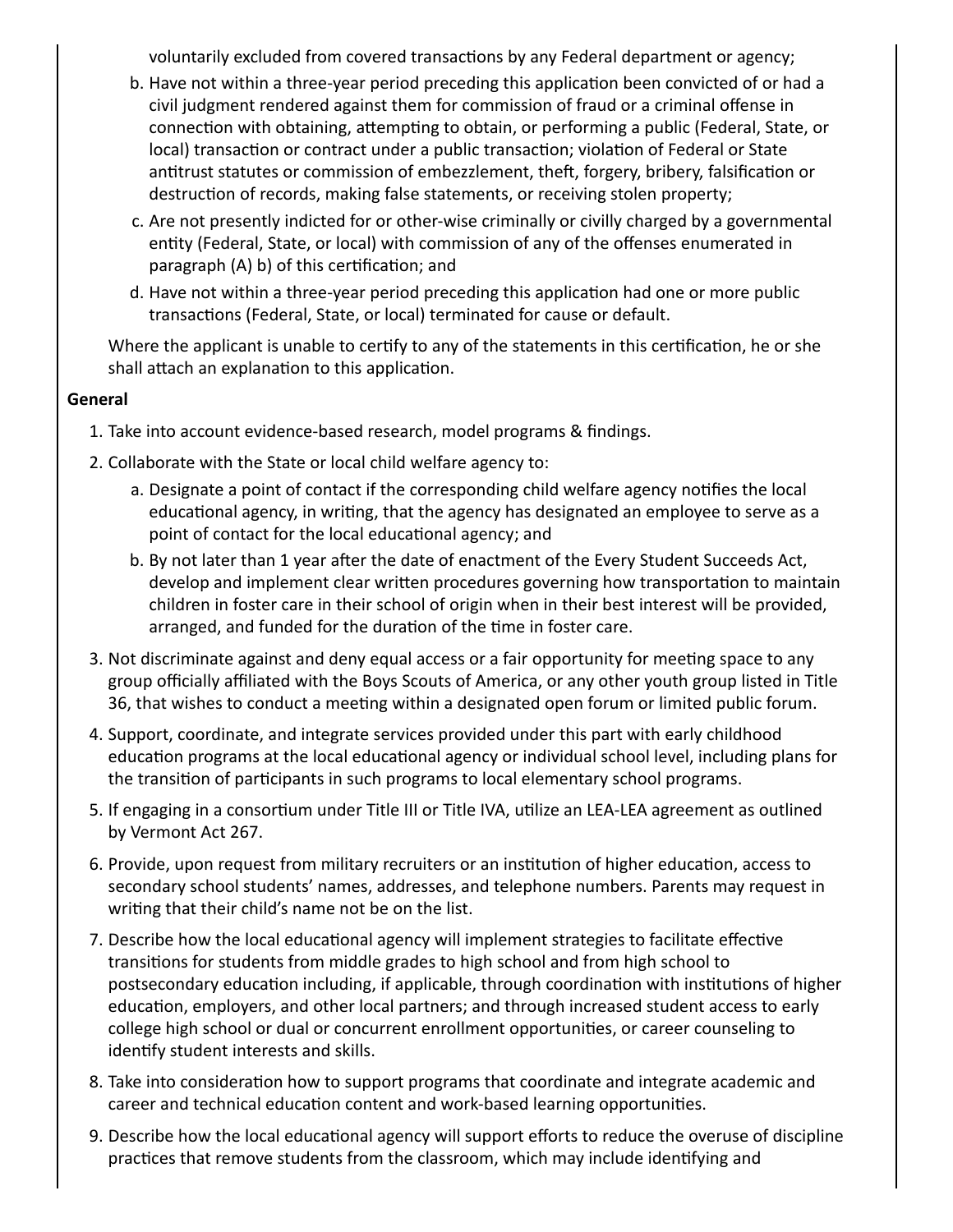voluntarily excluded from covered transactions by any Federal department or agency;

b. Have not within a three-year period preceding this application been convicted of or had a civil judgment rendered against them for commission of fraud or a criminal offense in connection with obtaining, attempting to obtain, or performing a public (Federal, State, or local) transaction or contract under a public transaction; violation of Federal or State antitrust statutes or commission of embezzlement, theft, forgery, bribery, falsification or destruction of records, making false statements, or receiving stolen property;

c. Are not presently indicted for or other-wise criminally or civilly charged by a governmental entity (Federal, State, or local) with commission of any of the offenses enumerated in paragraph (A) b) of this certification; and

d. Have not within a three-year period preceding this application had one or more public transactions (Federal, State, or local) terminated for cause or default.

Where the applicant is unable to certify to any of the statements in this certification, he or she shall attach an explanation to this application.

**General**

1. Take into account evidence-based research, model programs & findings.
2. Collaborate with the State or local child welfare agency to:
   a. Designate a point of contact if the corresponding child welfare agency notifies the local educational agency, in writing, that the agency has designated an employee to serve as a point of contact for the local educational agency; and
   b. By not later than 1 year after the date of enactment of the Every Student Succeeds Act, develop and implement clear written procedures governing how transportation to maintain children in foster care in their school of origin when in their best interest will be provided, arranged, and funded for the duration of the time in foster care.
3. Not discriminate against and deny equal access or a fair opportunity for meeting space to any group officially affiliated with the Boys Scouts of America, or any other youth group listed in Title 36, that wishes to conduct a meeting within a designated open forum or limited public forum.
4. Support, coordinate, and integrate services provided under this part with early childhood education programs at the local educational agency or individual school level, including plans for the transition of participants in such programs to local elementary school programs.
5. If engaging in a consortium under Title III or Title IVA, utilize an LEA-LEA agreement as outlined by Vermont Act 267.
6. Provide, upon request from military recruiters or an institution of higher education, access to secondary school students' names, addresses, and telephone numbers. Parents may request in writing that their child's name not be on the list.
7. Describe how the local educational agency will implement strategies to facilitate effective transitions for students from middle grades to high school and from high school to postsecondary education including, if applicable, through coordination with institutions of higher education, employers, and other local partners; and through increased student access to early college high school or dual or concurrent enrollment opportunities, or career counseling to identify student interests and skills.
8. Take into consideration how to support programs that coordinate and integrate academic and career and technical education content and work-based learning opportunities.
9. Describe how the local educational agency will support efforts to reduce the overuse of discipline practices that remove students from the classroom, which may include identifying and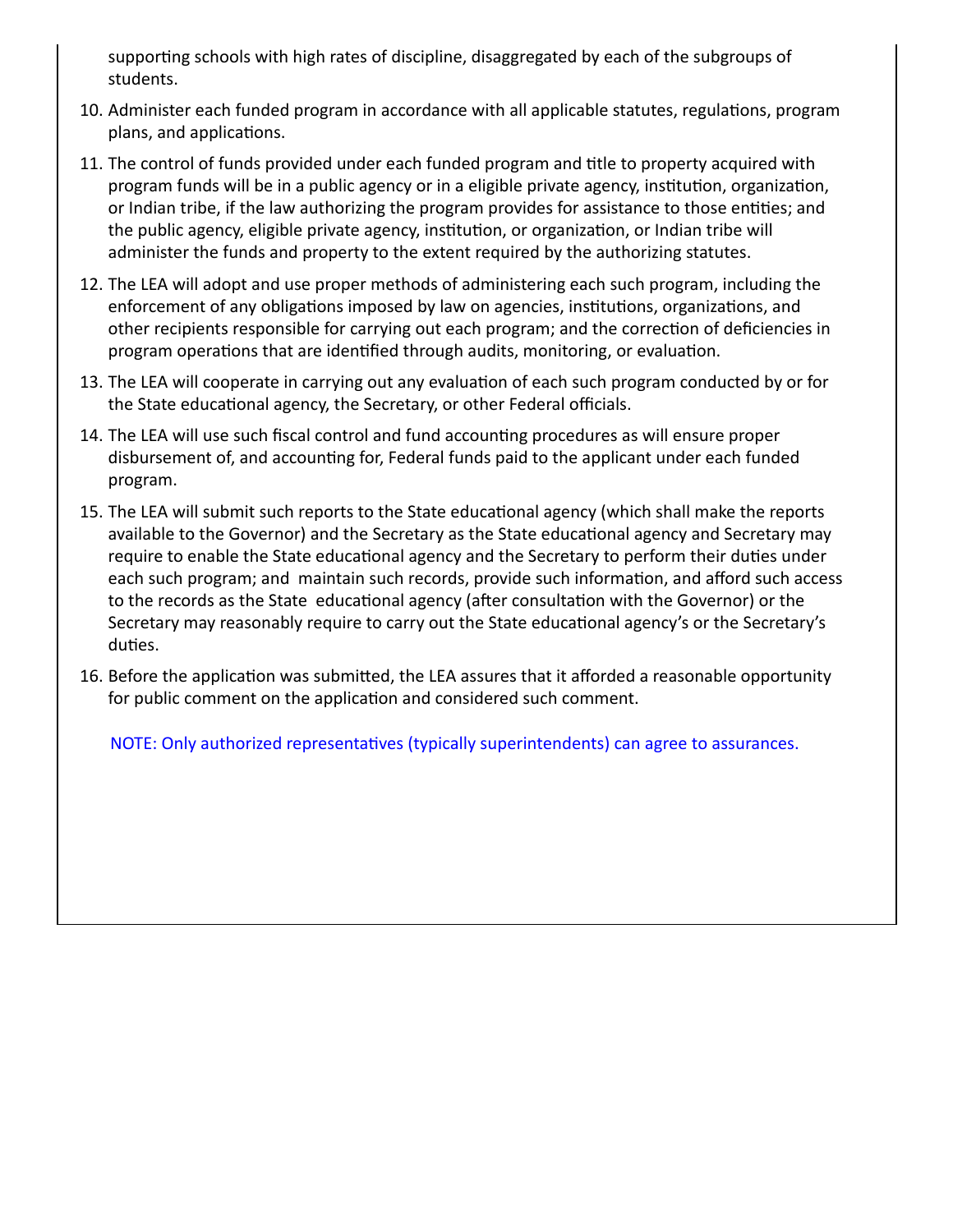supporting schools with high rates of discipline, disaggregated by each of the subgroups of students.

10. Administer each funded program in accordance with all applicable statutes, regulations, program plans, and applications.
11. The control of funds provided under each funded program and title to property acquired with program funds will be in a public agency or in a eligible private agency, institution, organization, or Indian tribe, if the law authorizing the program provides for assistance to those entities; and the public agency, eligible private agency, institution, or organization, or Indian tribe will administer the funds and property to the extent required by the authorizing statutes.
12. The LEA will adopt and use proper methods of administering each such program, including the enforcement of any obligations imposed by law on agencies, institutions, organizations, and other recipients responsible for carrying out each program; and the correction of deficiencies in program operations that are identified through audits, monitoring, or evaluation.
13. The LEA will cooperate in carrying out any evaluation of each such program conducted by or for the State educational agency, the Secretary, or other Federal officials.
14. The LEA will use such fiscal control and fund accounting procedures as will ensure proper disbursement of, and accounting for, Federal funds paid to the applicant under each funded program.
15. The LEA will submit such reports to the State educational agency (which shall make the reports available to the Governor) and the Secretary as the State educational agency and Secretary may require to enable the State educational agency and the Secretary to perform their duties under each such program; and maintain such records, provide such information, and afford such access to the records as the State educational agency (after consultation with the Governor) or the Secretary may reasonably require to carry out the State educational agency's or the Secretary's duties.
16. Before the application was submitted, the LEA assures that it afforded a reasonable opportunity for public comment on the application and considered such comment.

NOTE: Only authorized representatives (typically superintendents) can agree to assurances.